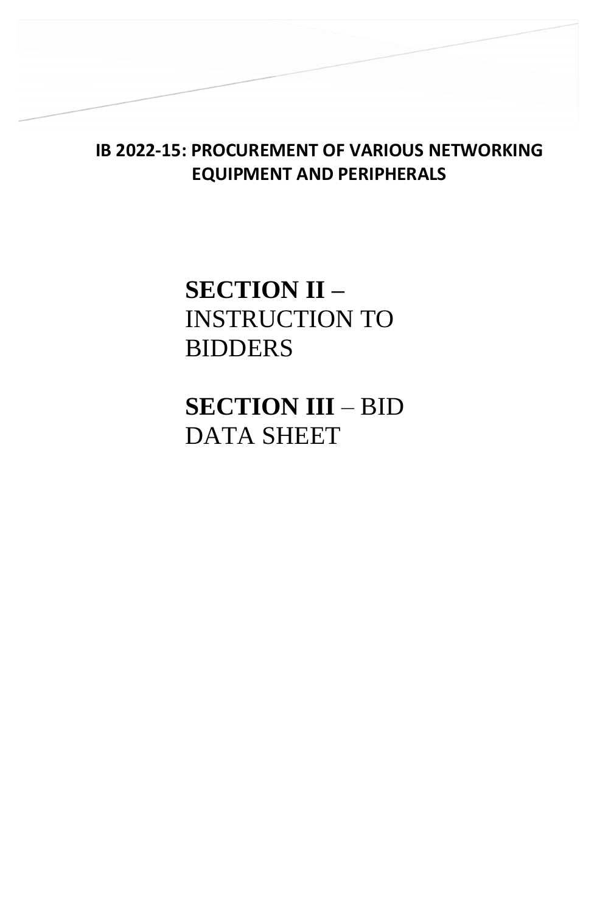**IB 2022-15: PROCUREMENT OF VARIOUS NETWORKING EQUIPMENT AND PERIPHERALS**

# **SECTION II –** INSTRUCTION TO BIDDERS

# **SECTION III** – BID DATA SHEET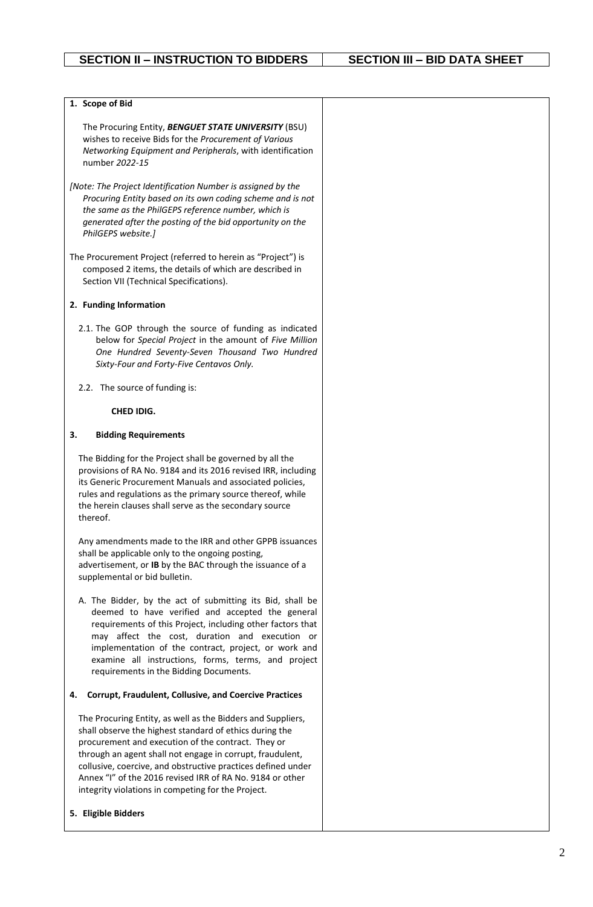| SECTION II – INSTRUCTION TO BIDDERS | SECTION III – BID DATA SHEET |
|---|---|
| **1. Scope of Bid**<br><br>The Procuring Entity, ***BENGUET STATE UNIVERSITY*** (BSU) wishes to receive Bids for the *Procurement of Various Networking Equipment and Peripherals*, with identification number *2022-15*<br><br>*[Note: The Project Identification Number is assigned by the Procuring Entity based on its own coding scheme and is not the same as the PhilGEPS reference number, which is generated after the posting of the bid opportunity on the PhilGEPS website.]*<br><br>The Procurement Project (referred to herein as "Project") is composed 2 items, the details of which are described in Section VII (Technical Specifications).<br><br>**2. Funding Information**<br><br>2.1. The GOP through the source of funding as indicated below for *Special Project* in the amount of *Five Million One Hundred Seventy-Seven Thousand Two Hundred Sixty-Four and Forty-Five Centavos Only.*<br><br>2.2. The source of funding is:<br><br>**CHED IDIG.**<br><br>**3. Bidding Requirements**<br><br>The Bidding for the Project shall be governed by all the provisions of RA No. 9184 and its 2016 revised IRR, including its Generic Procurement Manuals and associated policies, rules and regulations as the primary source thereof, while the herein clauses shall serve as the secondary source thereof.<br><br>Any amendments made to the IRR and other GPPB issuances shall be applicable only to the ongoing posting, advertisement, or **IB** by the BAC through the issuance of a supplemental or bid bulletin.<br><br>A. The Bidder, by the act of submitting its Bid, shall be deemed to have verified and accepted the general requirements of this Project, including other factors that may affect the cost, duration and execution or implementation of the contract, project, or work and examine all instructions, forms, terms, and project requirements in the Bidding Documents.<br><br>**4. Corrupt, Fraudulent, Collusive, and Coercive Practices**<br><br>The Procuring Entity, as well as the Bidders and Suppliers, shall observe the highest standard of ethics during the procurement and execution of the contract. They or through an agent shall not engage in corrupt, fraudulent, collusive, coercive, and obstructive practices defined under Annex "I" of the 2016 revised IRR of RA No. 9184 or other integrity violations in competing for the Project.<br><br>**5. Eligible Bidders** | |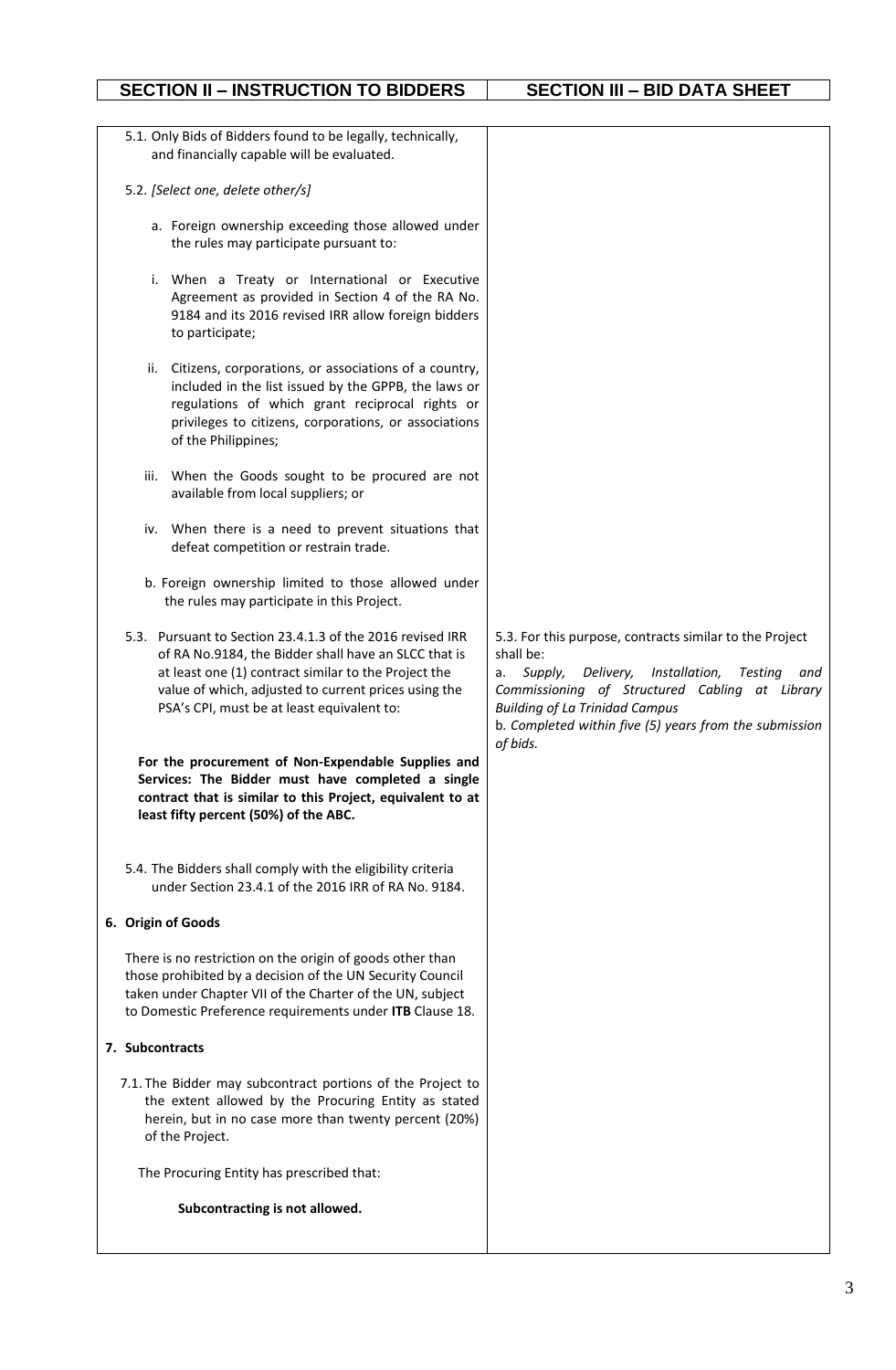| SECTION II – INSTRUCTION TO BIDDERS | SECTION III – BID DATA SHEET |
|---|---|
| 5.1. Only Bids of Bidders found to be legally, technically, and financially capable will be evaluated. | |
| 5.2. *[Select one, delete other/s]* | |
| a. Foreign ownership exceeding those allowed under the rules may participate pursuant to: | |
| i. When a Treaty or International or Executive Agreement as provided in Section 4 of the RA No. 9184 and its 2016 revised IRR allow foreign bidders to participate; | |
| ii. Citizens, corporations, or associations of a country, included in the list issued by the GPPB, the laws or regulations of which grant reciprocal rights or privileges to citizens, corporations, or associations of the Philippines; | |
| iii. When the Goods sought to be procured are not available from local suppliers; or | |
| iv. When there is a need to prevent situations that defeat competition or restrain trade. | |
| b. Foreign ownership limited to those allowed under the rules may participate in this Project. | |
| 5.3. Pursuant to Section 23.4.1.3 of the 2016 revised IRR of RA No.9184, the Bidder shall have an SLCC that is at least one (1) contract similar to the Project the value of which, adjusted to current prices using the PSA's CPI, must be at least equivalent to:<br><br>**For the procurement of Non-Expendable Supplies and Services: The Bidder must have completed a single contract that is similar to this Project, equivalent to at least fifty percent (50%) of the ABC.** | 5.3. For this purpose, contracts similar to the Project shall be:<br>a. *Supply, Delivery, Installation, Testing and Commissioning of Structured Cabling at Library Building of La Trinidad Campus*<br>b. *Completed within five (5) years from the submission of bids.* |
| 5.4. The Bidders shall comply with the eligibility criteria under Section 23.4.1 of the 2016 IRR of RA No. 9184. | |
| **6. Origin of Goods**<br><br>There is no restriction on the origin of goods other than those prohibited by a decision of the UN Security Council taken under Chapter VII of the Charter of the UN, subject to Domestic Preference requirements under **ITB** Clause 18. | |
| **7. Subcontracts**<br><br>7.1. The Bidder may subcontract portions of the Project to the extent allowed by the Procuring Entity as stated herein, but in no case more than twenty percent (20%) of the Project.<br><br>The Procuring Entity has prescribed that:<br><br>**Subcontracting is not allowed.** | |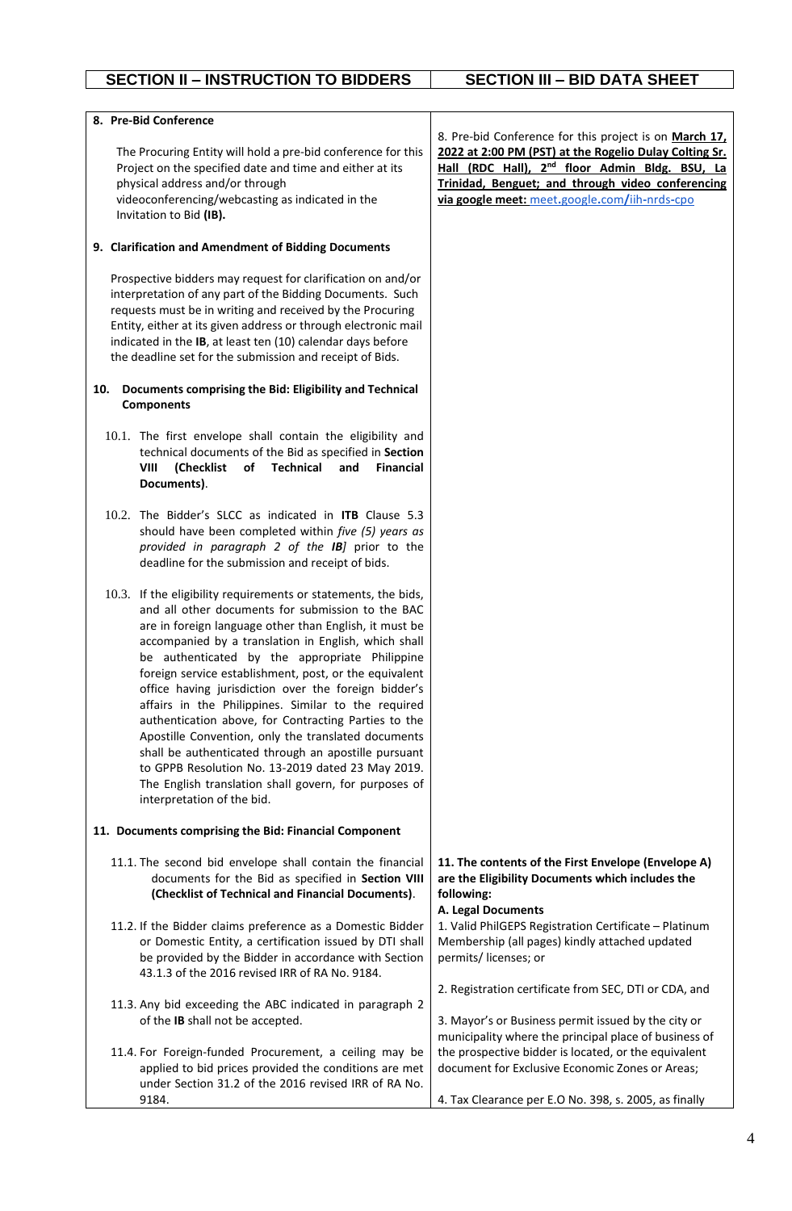| SECTION II – INSTRUCTION TO BIDDERS | SECTION III – BID DATA SHEET |
|---|---|
| **8. Pre-Bid Conference**<br><br>The Procuring Entity will hold a pre-bid conference for this Project on the specified date and time and either at its physical address and/or through videoconferencing/webcasting as indicated in the Invitation to Bid **(IB).** | 8. Pre-bid Conference for this project is on **March 17, 2022 at 2:00 PM (PST) at the Rogelio Dulay Colting Sr. Hall (RDC Hall), 2nd floor Admin Bldg. BSU, La Trinidad, Benguet; and through video conferencing via google meet:** meet.google.com/iih-nrds-cpo |
| **9. Clarification and Amendment of Bidding Documents**<br><br>Prospective bidders may request for clarification on and/or interpretation of any part of the Bidding Documents. Such requests must be in writing and received by the Procuring Entity, either at its given address or through electronic mail indicated in the **IB**, at least ten (10) calendar days before the deadline set for the submission and receipt of Bids. | |
| **10. Documents comprising the Bid: Eligibility and Technical Components**<br><br>10.1. The first envelope shall contain the eligibility and technical documents of the Bid as specified in **Section VIII (Checklist of Technical and Financial Documents)**.<br><br>10.2. The Bidder's SLCC as indicated in **ITB** Clause 5.3 should have been completed within *five (5) years as provided in paragraph 2 of the **IB**]* prior to the deadline for the submission and receipt of bids.<br><br>10.3. If the eligibility requirements or statements, the bids, and all other documents for submission to the BAC are in foreign language other than English, it must be accompanied by a translation in English, which shall be authenticated by the appropriate Philippine foreign service establishment, post, or the equivalent office having jurisdiction over the foreign bidder's affairs in the Philippines. Similar to the required authentication above, for Contracting Parties to the Apostille Convention, only the translated documents shall be authenticated through an apostille pursuant to GPPB Resolution No. 13-2019 dated 23 May 2019. The English translation shall govern, for purposes of interpretation of the bid. | |
| **11. Documents comprising the Bid: Financial Component**<br><br>11.1. The second bid envelope shall contain the financial documents for the Bid as specified in **Section VIII (Checklist of Technical and Financial Documents)**.<br><br>11.2. If the Bidder claims preference as a Domestic Bidder or Domestic Entity, a certification issued by DTI shall be provided by the Bidder in accordance with Section 43.1.3 of the 2016 revised IRR of RA No. 9184.<br><br>11.3. Any bid exceeding the ABC indicated in paragraph 2 of the **IB** shall not be accepted.<br><br>11.4. For Foreign-funded Procurement, a ceiling may be applied to bid prices provided the conditions are met under Section 31.2 of the 2016 revised IRR of RA No. 9184. | **11. The contents of the First Envelope (Envelope A) are the Eligibility Documents which includes the following:**<br>**A. Legal Documents**<br>1. Valid PhilGEPS Registration Certificate – Platinum Membership (all pages) kindly attached updated permits/ licenses; or<br><br>2. Registration certificate from SEC, DTI or CDA, and<br><br>3. Mayor's or Business permit issued by the city or municipality where the principal place of business of the prospective bidder is located, or the equivalent document for Exclusive Economic Zones or Areas;<br><br>4. Tax Clearance per E.O No. 398, s. 2005, as finally |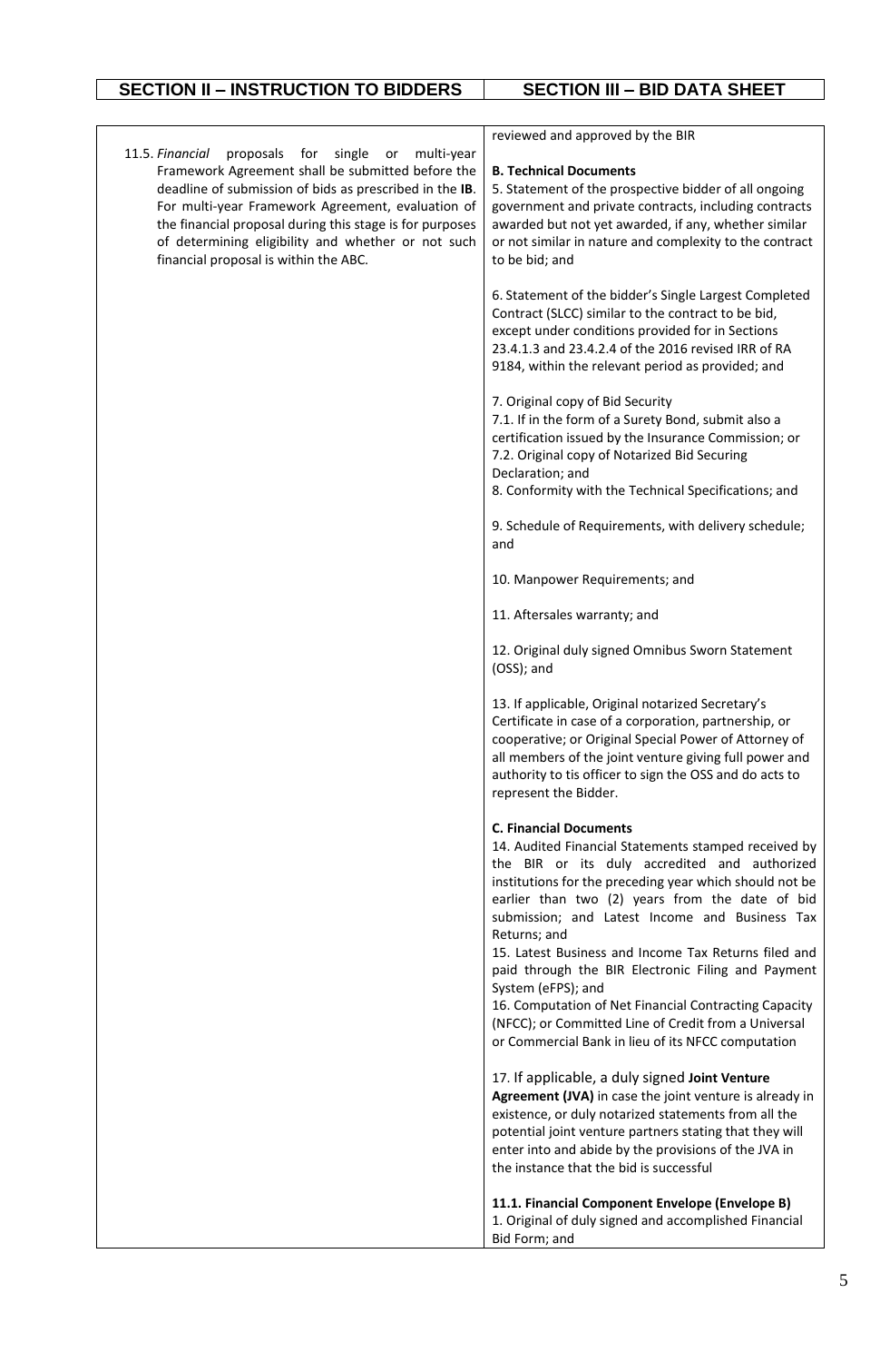| SECTION II – INSTRUCTION TO BIDDERS | SECTION III – BID DATA SHEET |
|---|---|
| 11.5. *Financial* proposals for single or multi-year Framework Agreement shall be submitted before the deadline of submission of bids as prescribed in the **IB**. For multi-year Framework Agreement, evaluation of the financial proposal during this stage is for purposes of determining eligibility and whether or not such financial proposal is within the ABC. | reviewed and approved by the BIR<br><br>**B. Technical Documents**<br>5. Statement of the prospective bidder of all ongoing government and private contracts, including contracts awarded but not yet awarded, if any, whether similar or not similar in nature and complexity to the contract to be bid; and<br><br>6. Statement of the bidder's Single Largest Completed Contract (SLCC) similar to the contract to be bid, except under conditions provided for in Sections 23.4.1.3 and 23.4.2.4 of the 2016 revised IRR of RA 9184, within the relevant period as provided; and<br><br>7. Original copy of Bid Security<br>7.1. If in the form of a Surety Bond, submit also a certification issued by the Insurance Commission; or<br>7.2. Original copy of Notarized Bid Securing Declaration; and<br>8. Conformity with the Technical Specifications; and<br><br>9. Schedule of Requirements, with delivery schedule; and<br><br>10. Manpower Requirements; and<br><br>11. Aftersales warranty; and<br><br>12. Original duly signed Omnibus Sworn Statement (OSS); and<br><br>13. If applicable, Original notarized Secretary's Certificate in case of a corporation, partnership, or cooperative; or Original Special Power of Attorney of all members of the joint venture giving full power and authority to tis officer to sign the OSS and do acts to represent the Bidder.<br><br>**C. Financial Documents**<br>14. Audited Financial Statements stamped received by the BIR or its duly accredited and authorized institutions for the preceding year which should not be earlier than two (2) years from the date of bid submission; and Latest Income and Business Tax Returns; and<br>15. Latest Business and Income Tax Returns filed and paid through the BIR Electronic Filing and Payment System (eFPS); and<br>16. Computation of Net Financial Contracting Capacity (NFCC); or Committed Line of Credit from a Universal or Commercial Bank in lieu of its NFCC computation<br><br>17. If applicable, a duly signed **Joint Venture Agreement (JVA)** in case the joint venture is already in existence, or duly notarized statements from all the potential joint venture partners stating that they will enter into and abide by the provisions of the JVA in the instance that the bid is successful<br><br>**11.1. Financial Component Envelope (Envelope B)**<br>1. Original of duly signed and accomplished Financial Bid Form; and |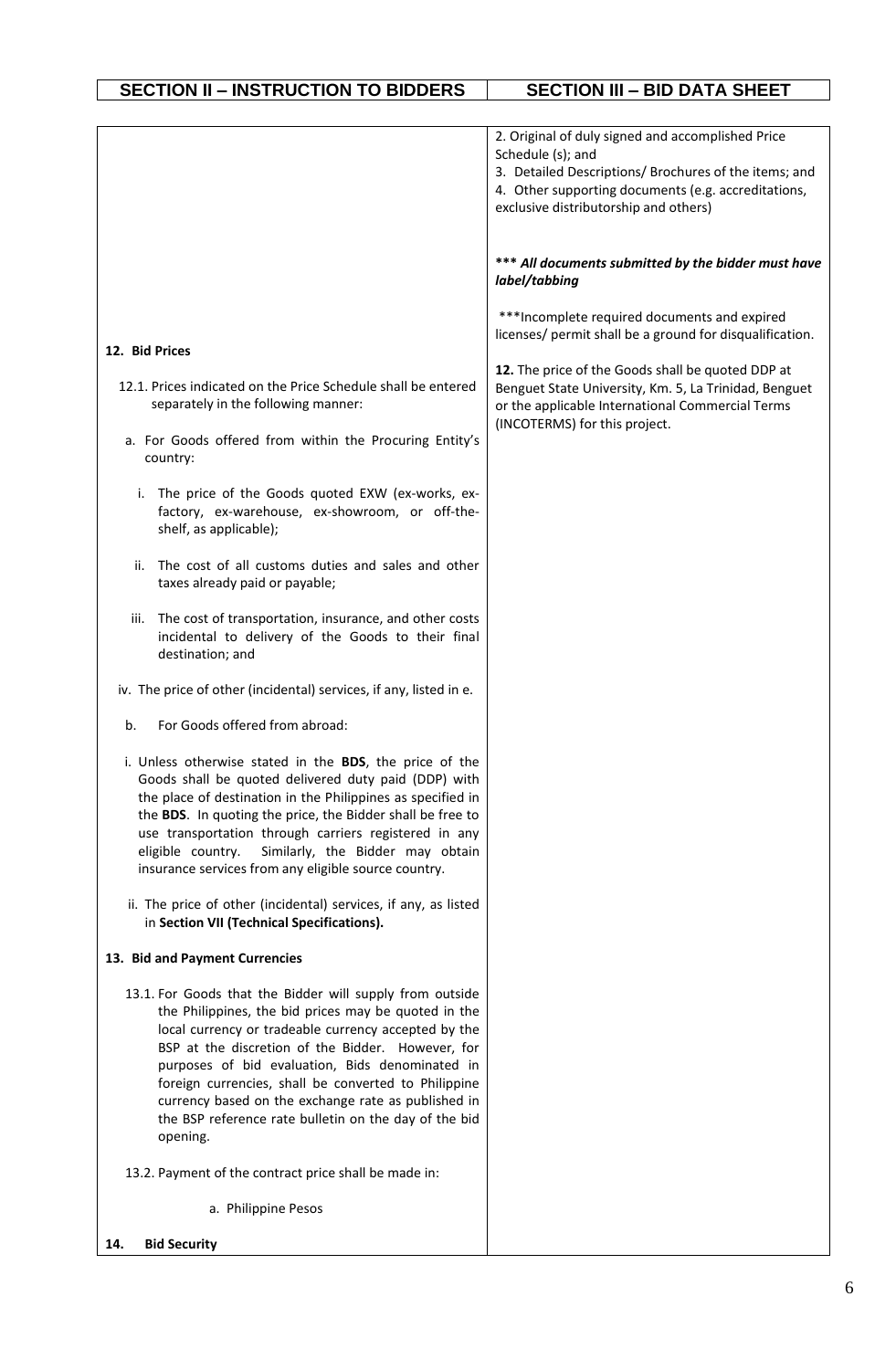| SECTION II – INSTRUCTION TO BIDDERS | SECTION III – BID DATA SHEET |
|---|---|
| | 2. Original of duly signed and accomplished Price Schedule (s); and<br>3. Detailed Descriptions/ Brochures of the items; and<br>4. Other supporting documents (e.g. accreditations, exclusive distributorship and others)<br><br>***_**All documents submitted by the bidder must have label/tabbing**_<br><br>***Incomplete required documents and expired licenses/ permit shall be a ground for disqualification. |
| **12. Bid Prices**<br><br>12.1. Prices indicated on the Price Schedule shall be entered separately in the following manner:<br><br>a. For Goods offered from within the Procuring Entity's country:<br><br>i. The price of the Goods quoted EXW (ex-works, ex-factory, ex-warehouse, ex-showroom, or off-the-shelf, as applicable);<br><br>ii. The cost of all customs duties and sales and other taxes already paid or payable;<br><br>iii. The cost of transportation, insurance, and other costs incidental to delivery of the Goods to their final destination; and<br><br>iv. The price of other (incidental) services, if any, listed in e.<br><br>b. For Goods offered from abroad:<br><br>i. Unless otherwise stated in the **BDS**, the price of the Goods shall be quoted delivered duty paid (DDP) with the place of destination in the Philippines as specified in the **BDS**. In quoting the price, the Bidder shall be free to use transportation through carriers registered in any eligible country. Similarly, the Bidder may obtain insurance services from any eligible source country.<br><br>ii. The price of other (incidental) services, if any, as listed in **Section VII (Technical Specifications).** | **12.** The price of the Goods shall be quoted DDP at Benguet State University, Km. 5, La Trinidad, Benguet or the applicable International Commercial Terms (INCOTERMS) for this project. |
| **13. Bid and Payment Currencies**<br><br>13.1. For Goods that the Bidder will supply from outside the Philippines, the bid prices may be quoted in the local currency or tradeable currency accepted by the BSP at the discretion of the Bidder. However, for purposes of bid evaluation, Bids denominated in foreign currencies, shall be converted to Philippine currency based on the exchange rate as published in the BSP reference rate bulletin on the day of the bid opening.<br><br>13.2. Payment of the contract price shall be made in:<br><br>a. Philippine Pesos | |
| **14. Bid Security** | |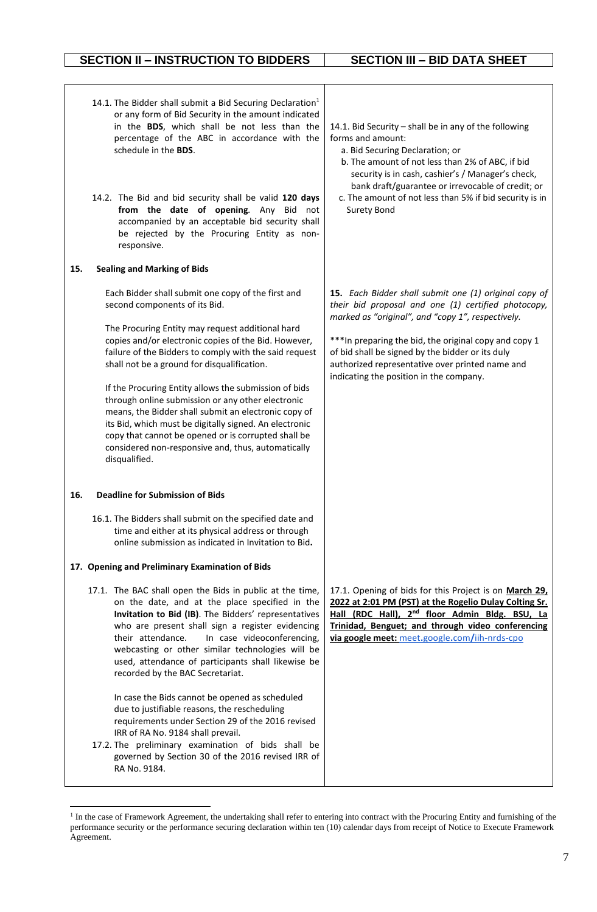| SECTION II – INSTRUCTION TO BIDDERS | SECTION III – BID DATA SHEET |
|---|---|
| 14.1. The Bidder shall submit a Bid Securing Declaration[1] or any form of Bid Security in the amount indicated in the **BDS**, which shall be not less than the percentage of the ABC in accordance with the schedule in the **BDS**.<br><br>14.2. The Bid and bid security shall be valid **120 days from the date of opening**. Any Bid not accompanied by an acceptable bid security shall be rejected by the Procuring Entity as non-responsive. | 14.1. Bid Security – shall be in any of the following forms and amount:<br>a. Bid Securing Declaration; or<br>b. The amount of not less than 2% of ABC, if bid security is in cash, cashier's / Manager's check, bank draft/guarantee or irrevocable of credit; or<br>c. The amount of not less than 5% if bid security is in Surety Bond |
| **15. Sealing and Marking of Bids**<br><br>Each Bidder shall submit one copy of the first and second components of its Bid.<br><br>The Procuring Entity may request additional hard copies and/or electronic copies of the Bid. However, failure of the Bidders to comply with the said request shall not be a ground for disqualification.<br><br>If the Procuring Entity allows the submission of bids through online submission or any other electronic means, the Bidder shall submit an electronic copy of its Bid, which must be digitally signed. An electronic copy that cannot be opened or is corrupted shall be considered non-responsive and, thus, automatically disqualified. | ***15.** Each Bidder shall submit one (1) original copy of their bid proposal and one (1) certified photocopy, marked as "original", and "copy 1", respectively.*<br><br>***In preparing the bid, the original copy and copy 1 of bid shall be signed by the bidder or its duly authorized representative over printed name and indicating the position in the company. |
| **16. Deadline for Submission of Bids**<br><br>16.1. The Bidders shall submit on the specified date and time and either at its physical address or through online submission as indicated in Invitation to Bid**.** | |
| **17. Opening and Preliminary Examination of Bids**<br><br>17.1. The BAC shall open the Bids in public at the time, on the date, and at the place specified in the **Invitation to Bid (IB)**. The Bidders' representatives who are present shall sign a register evidencing their attendance. In case videoconferencing, webcasting or other similar technologies will be used, attendance of participants shall likewise be recorded by the BAC Secretariat.<br><br>In case the Bids cannot be opened as scheduled due to justifiable reasons, the rescheduling requirements under Section 29 of the 2016 revised IRR of RA No. 9184 shall prevail.<br><br>17.2. The preliminary examination of bids shall be governed by Section 30 of the 2016 revised IRR of RA No. 9184. | 17.1. Opening of bids for this Project is on **March 29, 2022 at 2:01 PM (PST) at the Rogelio Dulay Colting Sr. Hall (RDC Hall), 2nd floor Admin Bldg. BSU, La Trinidad, Benguet; and through video conferencing via google meet:** meet.google.com/iih-nrds-cpo |

[1] In the case of Framework Agreement, the undertaking shall refer to entering into contract with the Procuring Entity and furnishing of the performance security or the performance securing declaration within ten (10) calendar days from receipt of Notice to Execute Framework Agreement.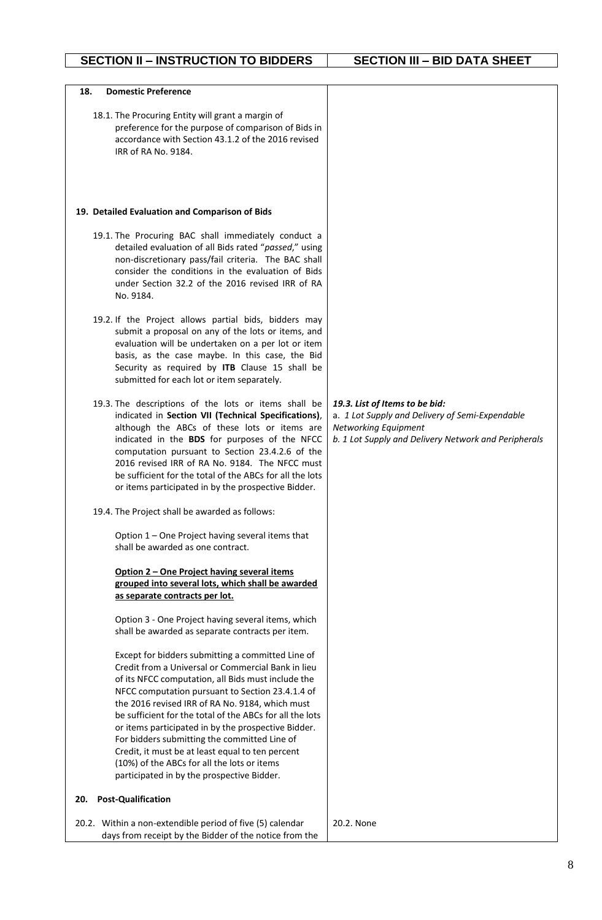| SECTION II – INSTRUCTION TO BIDDERS | SECTION III – BID DATA SHEET |
|---|---|
| **18. Domestic Preference**<br><br>18.1. The Procuring Entity will grant a margin of preference for the purpose of comparison of Bids in accordance with Section 43.1.2 of the 2016 revised IRR of RA No. 9184. | |
| **19. Detailed Evaluation and Comparison of Bids**<br><br>19.1. The Procuring BAC shall immediately conduct a detailed evaluation of all Bids rated "*passed*," using non-discretionary pass/fail criteria. The BAC shall consider the conditions in the evaluation of Bids under Section 32.2 of the 2016 revised IRR of RA No. 9184.<br><br>19.2. If the Project allows partial bids, bidders may submit a proposal on any of the lots or items, and evaluation will be undertaken on a per lot or item basis, as the case maybe. In this case, the Bid Security as required by **ITB** Clause 15 shall be submitted for each lot or item separately. | |
| 19.3. The descriptions of the lots or items shall be indicated in **Section VII (Technical Specifications)**, although the ABCs of these lots or items are indicated in the **BDS** for purposes of the NFCC computation pursuant to Section 23.4.2.6 of the 2016 revised IRR of RA No. 9184. The NFCC must be sufficient for the total of the ABCs for all the lots or items participated in by the prospective Bidder. | ***19.3. List of Items to be bid:***<br>*a. 1 Lot Supply and Delivery of Semi-Expendable Networking Equipment*<br>*b. 1 Lot Supply and Delivery Network and Peripherals* |
| 19.4. The Project shall be awarded as follows:<br><br>Option 1 – One Project having several items that shall be awarded as one contract.<br><br>**Option 2 – One Project having several items grouped into several lots, which shall be awarded as separate contracts per lot.**<br><br>Option 3 - One Project having several items, which shall be awarded as separate contracts per item.<br><br>Except for bidders submitting a committed Line of Credit from a Universal or Commercial Bank in lieu of its NFCC computation, all Bids must include the NFCC computation pursuant to Section 23.4.1.4 of the 2016 revised IRR of RA No. 9184, which must be sufficient for the total of the ABCs for all the lots or items participated in by the prospective Bidder. For bidders submitting the committed Line of Credit, it must be at least equal to ten percent (10%) of the ABCs for all the lots or items participated in by the prospective Bidder. | |
| **20. Post-Qualification**<br><br>20.2. Within a non-extendible period of five (5) calendar days from receipt by the Bidder of the notice from the | 20.2. None |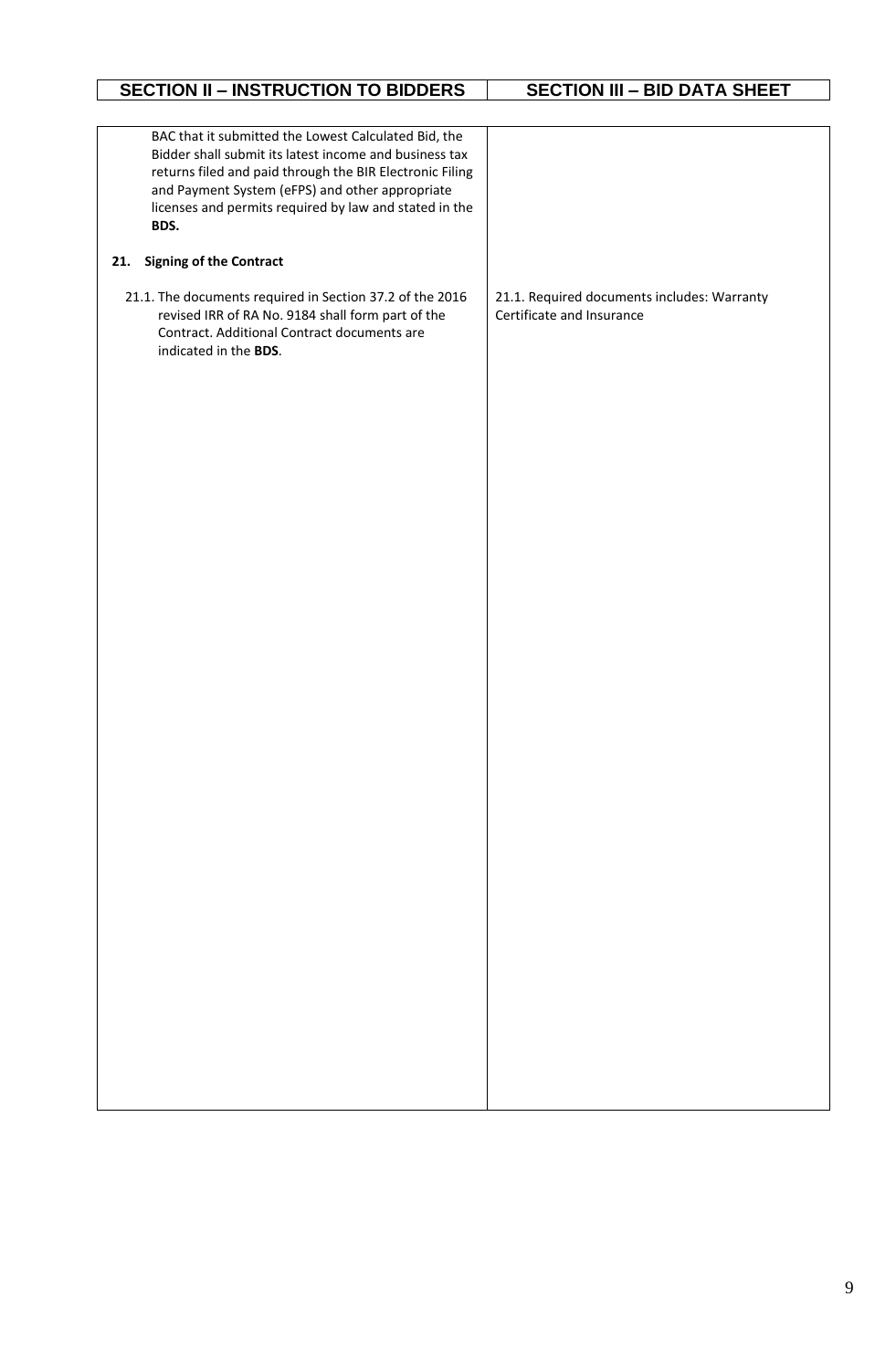| SECTION II – INSTRUCTION TO BIDDERS | SECTION III – BID DATA SHEET |
| --- | --- |
| BAC that it submitted the Lowest Calculated Bid, the Bidder shall submit its latest income and business tax returns filed and paid through the BIR Electronic Filing and Payment System (eFPS) and other appropriate licenses and permits required by law and stated in the **BDS.** | |
| **21. Signing of the Contract** | |
| 21.1. The documents required in Section 37.2 of the 2016 revised IRR of RA No. 9184 shall form part of the Contract. Additional Contract documents are indicated in the **BDS**. | 21.1. Required documents includes: Warranty Certificate and Insurance |